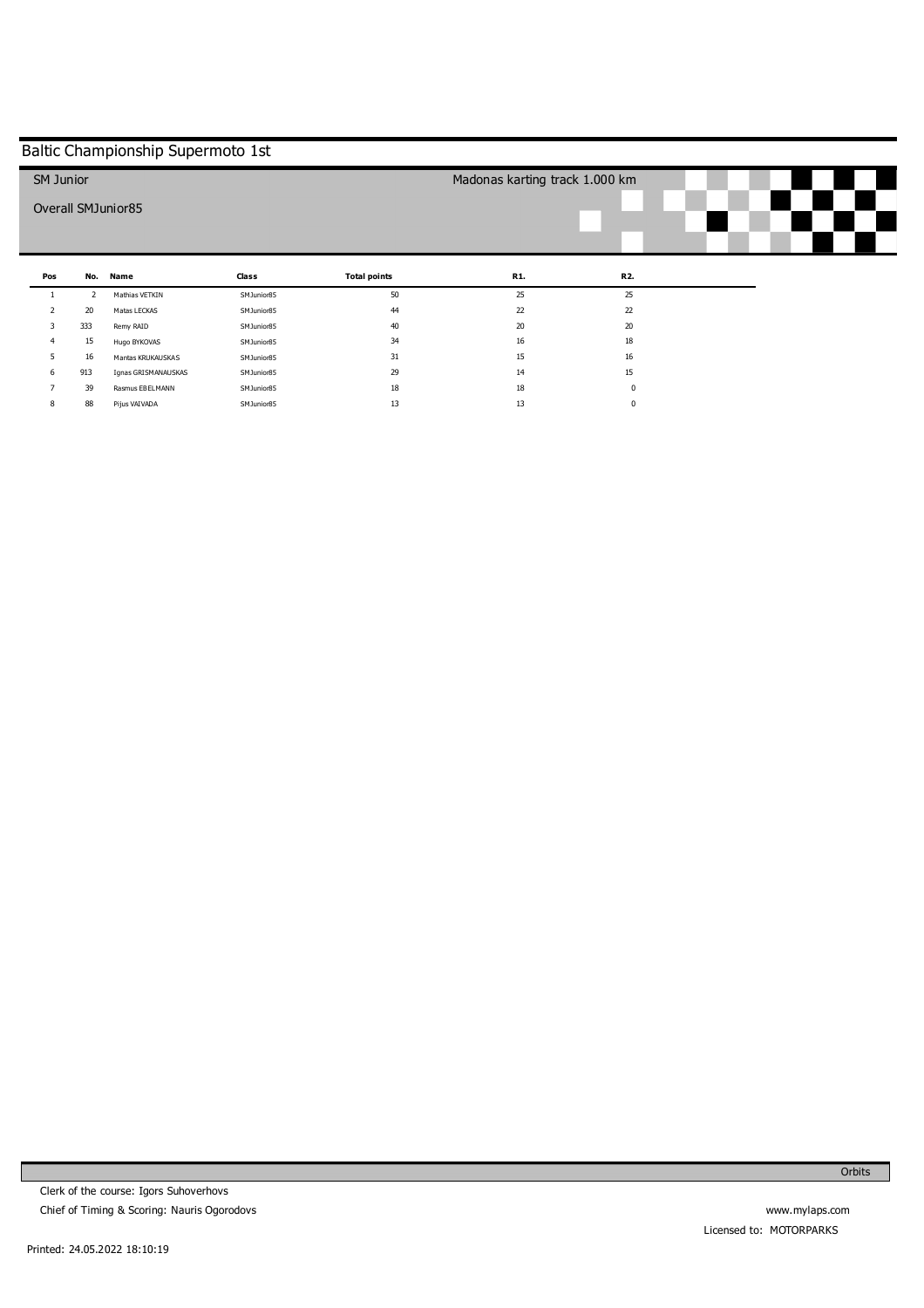# Baltic Championship Supermoto 1st

SM Junior

Madonas karting track 1.000 km

Overall SMJunior85

| Pos | No. | Name | Class | Total points | R1. | R2. |
|---|---|---|---|---|---|---|
| 1 | 2 | Mathias VETKIN | SMJunior85 | 50 | 25 | 25 |
| 2 | 20 | Matas LECKAS | SMJunior85 | 44 | 22 | 22 |
| 3 | 333 | Remy RAID | SMJunior85 | 40 | 20 | 20 |
| 4 | 15 | Hugo BYKOVAS | SMJunior85 | 34 | 16 | 18 |
| 5 | 16 | Mantas KRUKAUSKAS | SMJunior85 | 31 | 15 | 16 |
| 6 | 913 | Ignas GRISMANAUSKAS | SMJunior85 | 29 | 14 | 15 |
| 7 | 39 | Rasmus EBELMANN | SMJunior85 | 18 | 18 | 0 |
| 8 | 88 | Pijus VAIVADA | SMJunior85 | 13 | 13 | 0 |

Orbits

Clerk of the course: Igors Suhoverhovs

Chief of Timing & Scoring: Nauris Ogorodovs

www.mylaps.com

Licensed to: MOTORPARKS

Printed: 24.05.2022 18:10:19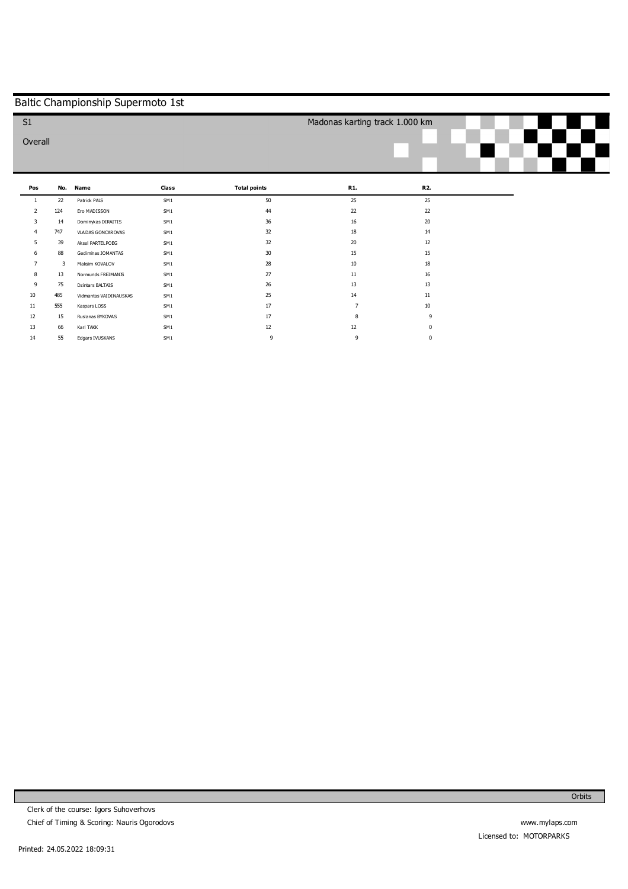# Baltic Championship Supermoto 1st

S1

Overall

Madonas karting track 1.000 km

| Pos | No. | Name | Class | Total points | R1. | R2. |
|---|---|---|---|---|---|---|
| 1 | 22 | Patrick PALS | SM1 | 50 | 25 | 25 |
| 2 | 124 | Ero MADISSON | SM1 | 44 | 22 | 22 |
| 3 | 14 | Dominykas DIRAITIS | SM1 | 36 | 16 | 20 |
| 4 | 747 | VLADAS GONCAROVAS | SM1 | 32 | 18 | 14 |
| 5 | 39 | Aksel PARTELPOEG | SM1 | 32 | 20 | 12 |
| 6 | 88 | Gediminas JOMANTAS | SM1 | 30 | 15 | 15 |
| 7 | 3 | Maksim KOVALOV | SM1 | 28 | 10 | 18 |
| 8 | 13 | Normunds FREIMANIS | SM1 | 27 | 11 | 16 |
| 9 | 75 | Dzintars BALTAIS | SM1 | 26 | 13 | 13 |
| 10 | 485 | Vidmantas VAIDINAUSKAS | SM1 | 25 | 14 | 11 |
| 11 | 555 | Kaspars LOSS | SM1 | 17 | 7 | 10 |
| 12 | 15 | Ruslanas BYKOVAS | SM1 | 17 | 8 | 9 |
| 13 | 66 | Karl TAKK | SM1 | 12 | 12 | 0 |
| 14 | 55 | Edgars IVUSKANS | SM1 | 9 | 9 | 0 |

Orbits

Clerk of the course: Igors Suhoverhovs

Chief of Timing & Scoring: Nauris Ogorodovs

www.mylaps.com

Licensed to: MOTORPARKS

Printed: 24.05.2022 18:09:31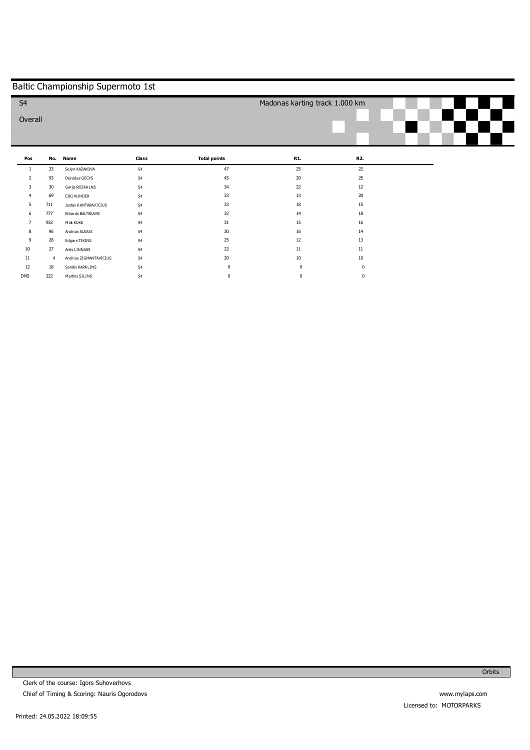# Baltic Championship Supermoto 1st

S4

Overall

Madonas karting track 1.000 km

| Pos | No. | Name | Class | Total points | R1. | R2. |
|---|---|---|---|---|---|---|
| 1 | 33 | Selyn KAZAKOVA | S4 | 47 | 25 | 22 |
| 2 | 93 | Deividas GECYS | S4 | 45 | 20 | 25 |
| 3 | 30 | Garijs ROZKALNS | S4 | 34 | 22 | 12 |
| 4 | 69 | EIKI KUNDER | S4 | 33 | 13 | 20 |
| 5 | 711 | Justas KANTARAVICIUS | S4 | 33 | 18 | 15 |
| 6 | 777 | Rihards BALTSKARS | S4 | 32 | 14 | 18 |
| 7 | 932 | Mait KUKK | S4 | 31 | 15 | 16 |
| 8 | 96 | Andrius SLAJUS | S4 | 30 | 16 | 14 |
| 9 | 28 | Edgars TIKINS | S4 | 25 | 12 | 13 |
| 10 | 27 | Artis LINNASS | S4 | 22 | 11 | 11 |
| 11 | 4 | Andrius ZIGMANTAVICIUS | S4 | 20 | 10 | 10 |
| 12 | 18 | Sandis KARKLINS | S4 | 9 | 9 | 0 |
| DNS | 222 | Martins SILINS | S4 | 0 | 0 | 0 |

Orbits

Clerk of the course: Igors Suhoverhovs

Chief of Timing & Scoring: Nauris Ogorodovs

www.mylaps.com

Licensed to: MOTORPARKS

Printed: 24.05.2022 18:09:55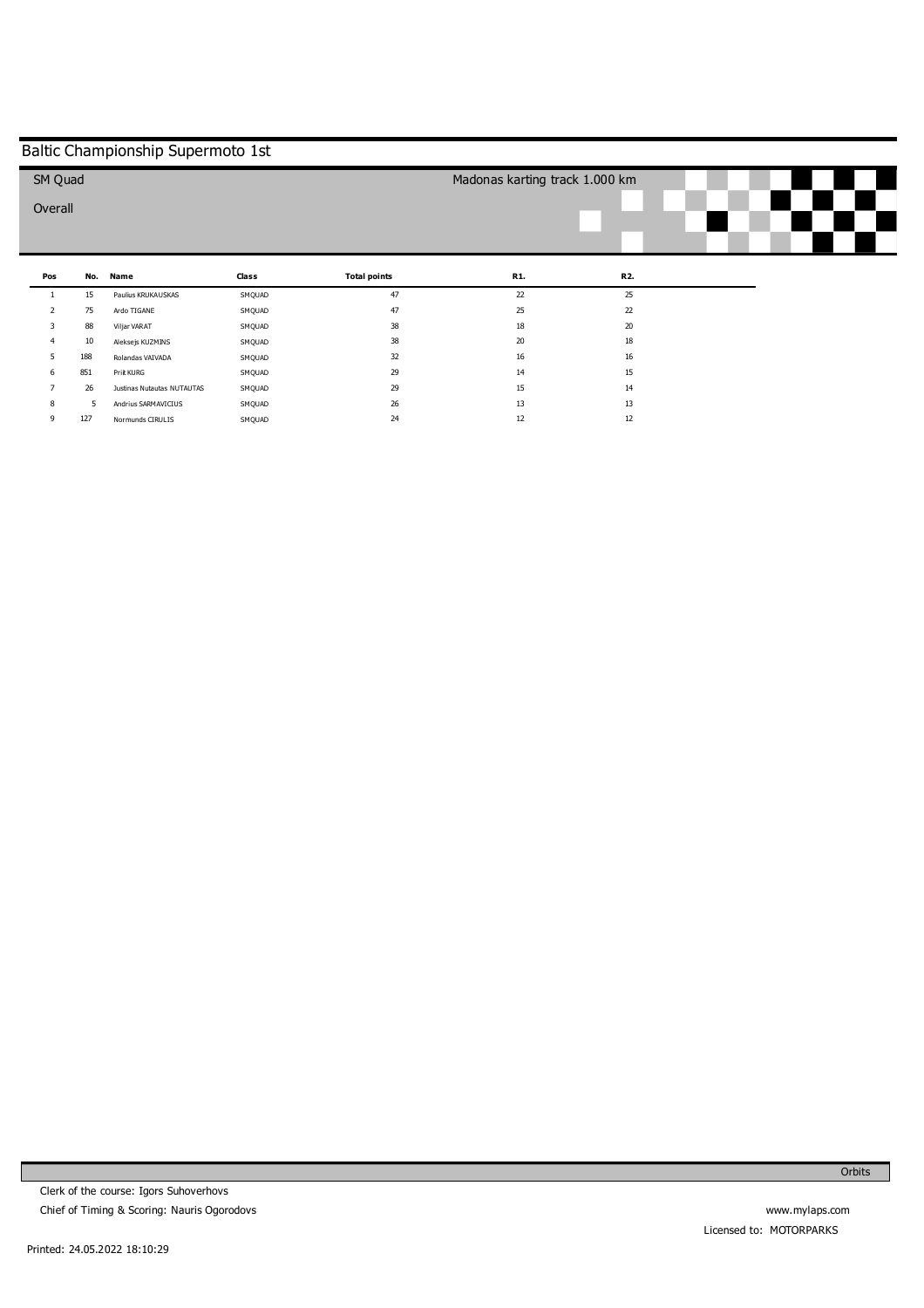# Baltic Championship Supermoto 1st

SM Quad

Overall

Madonas karting track 1.000 km

| Pos | No. | Name | Class | Total points | R1. | R2. |
|---|---|---|---|---|---|---|
| 1 | 15 | Paulius KRUKAUSKAS | SMQUAD | 47 | 22 | 25 |
| 2 | 75 | Ardo TIGANE | SMQUAD | 47 | 25 | 22 |
| 3 | 88 | Viljar VARAT | SMQUAD | 38 | 18 | 20 |
| 4 | 10 | Aleksejs KUZMINS | SMQUAD | 38 | 20 | 18 |
| 5 | 188 | Rolandas VAIVADA | SMQUAD | 32 | 16 | 16 |
| 6 | 851 | Priit KURG | SMQUAD | 29 | 14 | 15 |
| 7 | 26 | Justinas Nutautas NUTAUTAS | SMQUAD | 29 | 15 | 14 |
| 8 | 5 | Andrius SARMAVICIUS | SMQUAD | 26 | 13 | 13 |
| 9 | 127 | Normunds CIRULIS | SMQUAD | 24 | 12 | 12 |

Clerk of the course: Igors Suhoverhovs

Chief of Timing & Scoring: Nauris Ogorodovs

Orbits

www.mylaps.com

Licensed to: MOTORPARKS

Printed: 24.05.2022 18:10:29